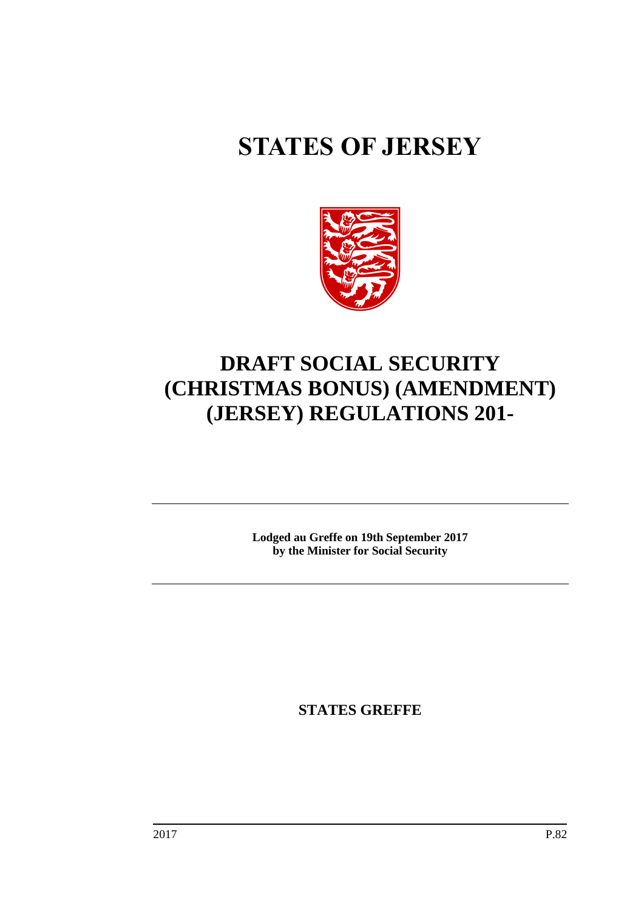# STATES OF JERSEY

# DRAFT SOCIAL SECURITY (CHRISTMAS BONUS) (AMENDMENT) (JERSEY) REGULATIONS 201-

**Lodged au Greffe on 19th September 2017**
**by the Minister for Social Security**

**STATES GREFFE**

2017 P.82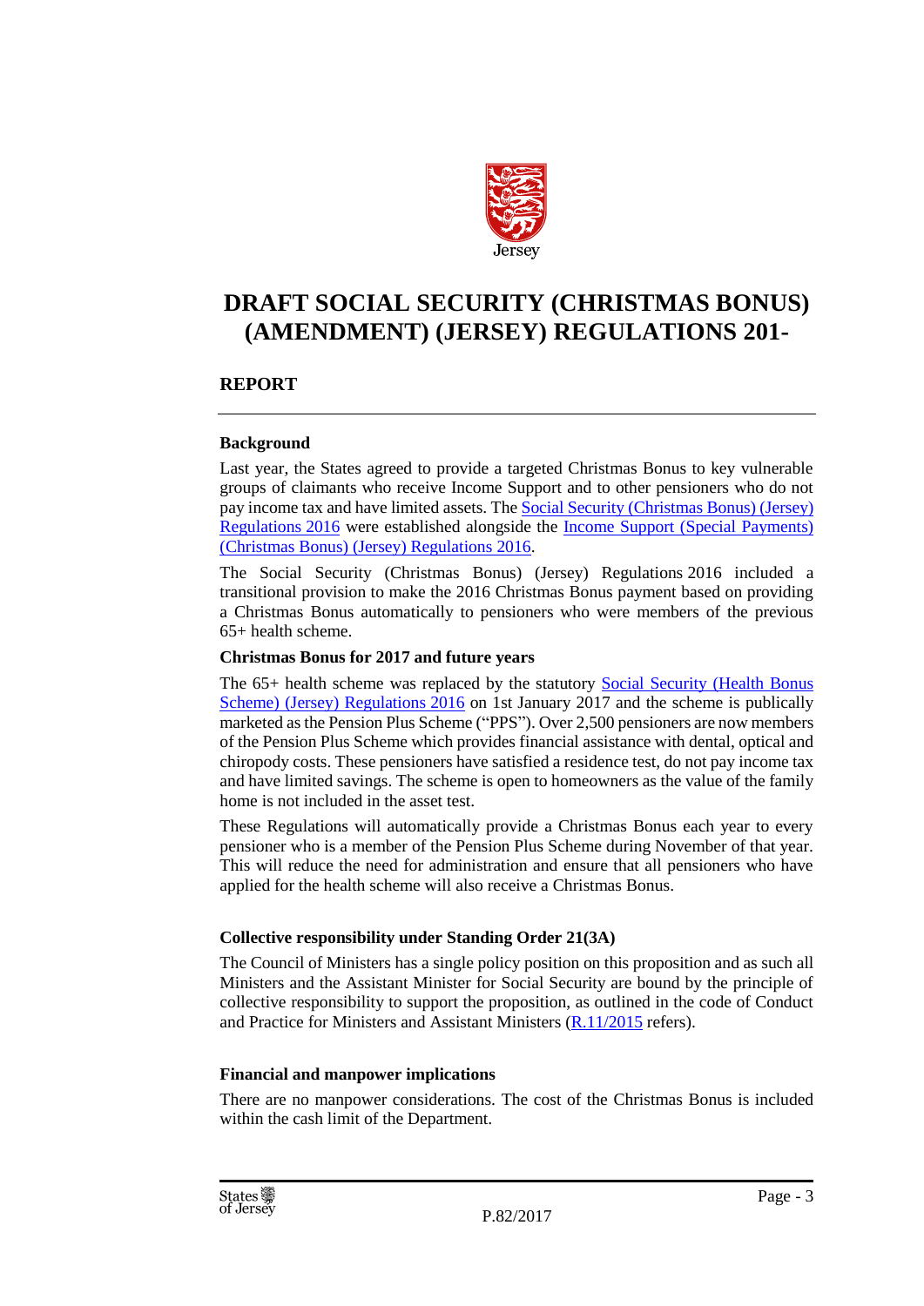# DRAFT SOCIAL SECURITY (CHRISTMAS BONUS) (AMENDMENT) (JERSEY) REGULATIONS 201-

## REPORT

### Background

Last year, the States agreed to provide a targeted Christmas Bonus to key vulnerable groups of claimants who receive Income Support and to other pensioners who do not pay income tax and have limited assets. The Social Security (Christmas Bonus) (Jersey) Regulations 2016 were established alongside the Income Support (Special Payments) (Christmas Bonus) (Jersey) Regulations 2016.

The Social Security (Christmas Bonus) (Jersey) Regulations 2016 included a transitional provision to make the 2016 Christmas Bonus payment based on providing a Christmas Bonus automatically to pensioners who were members of the previous 65+ health scheme.

### Christmas Bonus for 2017 and future years

The 65+ health scheme was replaced by the statutory Social Security (Health Bonus Scheme) (Jersey) Regulations 2016 on 1st January 2017 and the scheme is publically marketed as the Pension Plus Scheme ("PPS"). Over 2,500 pensioners are now members of the Pension Plus Scheme which provides financial assistance with dental, optical and chiropody costs. These pensioners have satisfied a residence test, do not pay income tax and have limited savings. The scheme is open to homeowners as the value of the family home is not included in the asset test.

These Regulations will automatically provide a Christmas Bonus each year to every pensioner who is a member of the Pension Plus Scheme during November of that year. This will reduce the need for administration and ensure that all pensioners who have applied for the health scheme will also receive a Christmas Bonus.

### Collective responsibility under Standing Order 21(3A)

The Council of Ministers has a single policy position on this proposition and as such all Ministers and the Assistant Minister for Social Security are bound by the principle of collective responsibility to support the proposition, as outlined in the code of Conduct and Practice for Ministers and Assistant Ministers (R.11/2015 refers).

### Financial and manpower implications

There are no manpower considerations. The cost of the Christmas Bonus is included within the cash limit of the Department.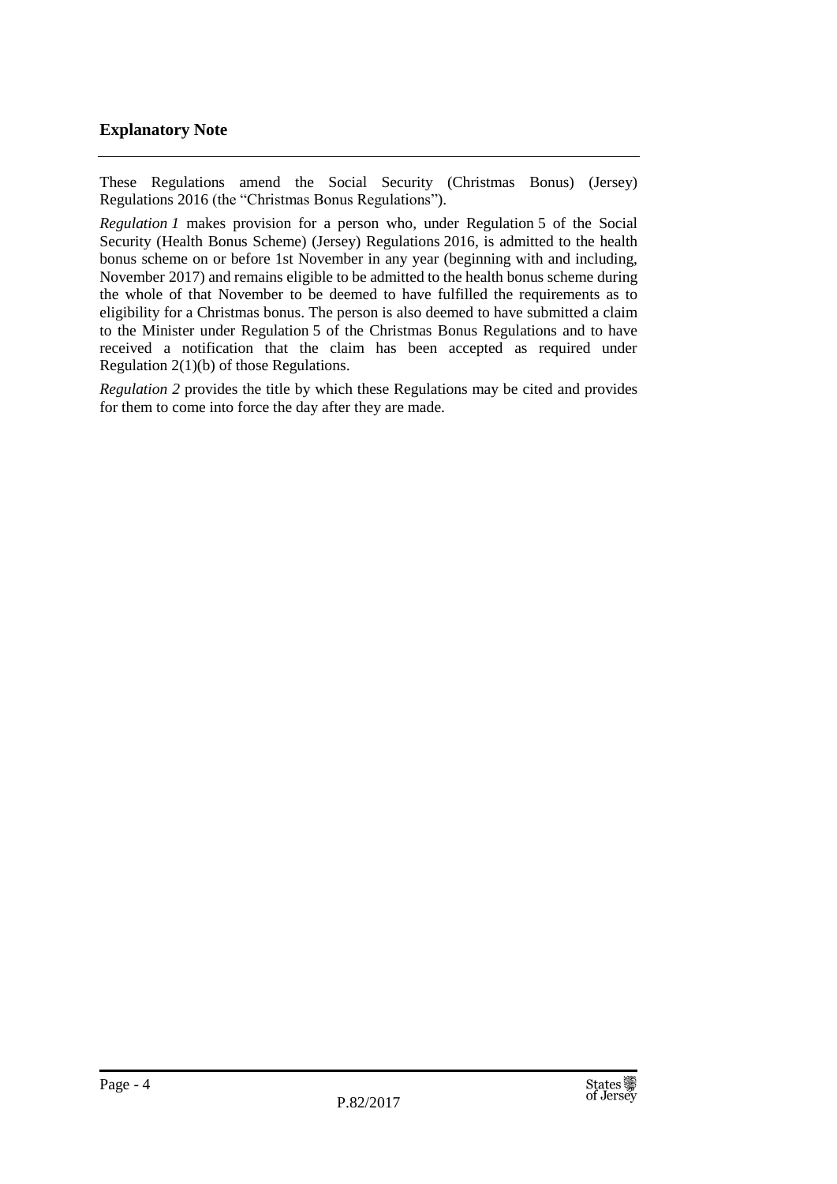## Explanatory Note

These Regulations amend the Social Security (Christmas Bonus) (Jersey) Regulations 2016 (the "Christmas Bonus Regulations").

*Regulation 1* makes provision for a person who, under Regulation 5 of the Social Security (Health Bonus Scheme) (Jersey) Regulations 2016, is admitted to the health bonus scheme on or before 1st November in any year (beginning with and including, November 2017) and remains eligible to be admitted to the health bonus scheme during the whole of that November to be deemed to have fulfilled the requirements as to eligibility for a Christmas bonus. The person is also deemed to have submitted a claim to the Minister under Regulation 5 of the Christmas Bonus Regulations and to have received a notification that the claim has been accepted as required under Regulation 2(1)(b) of those Regulations.

*Regulation 2* provides the title by which these Regulations may be cited and provides for them to come into force the day after they are made.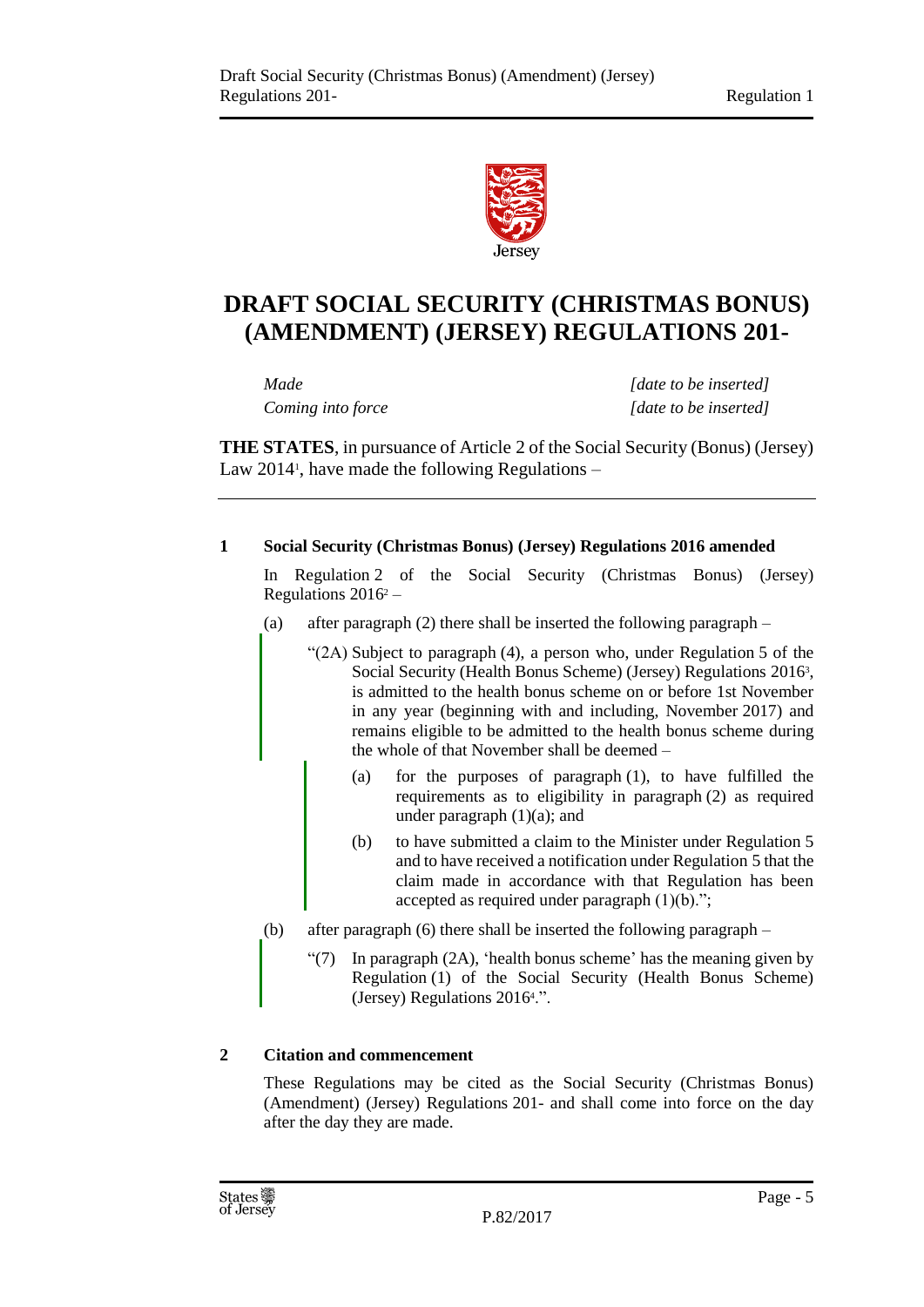# DRAFT SOCIAL SECURITY (CHRISTMAS BONUS) (AMENDMENT) (JERSEY) REGULATIONS 201-

| | |
|---|---|
| *Made* | *[date to be inserted]* |
| *Coming into force* | *[date to be inserted]* |

**THE STATES**, in pursuance of Article 2 of the Social Security (Bonus) (Jersey) Law 2014[1], have made the following Regulations –

---

**1 Social Security (Christmas Bonus) (Jersey) Regulations 2016 amended**

In Regulation 2 of the Social Security (Christmas Bonus) (Jersey) Regulations 2016[2] –

(a) after paragraph (2) there shall be inserted the following paragraph –

"(2A) Subject to paragraph (4), a person who, under Regulation 5 of the Social Security (Health Bonus Scheme) (Jersey) Regulations 2016[3], is admitted to the health bonus scheme on or before 1st November in any year (beginning with and including, November 2017) and remains eligible to be admitted to the health bonus scheme during the whole of that November shall be deemed –

(a) for the purposes of paragraph (1), to have fulfilled the requirements as to eligibility in paragraph (2) as required under paragraph (1)(a); and

(b) to have submitted a claim to the Minister under Regulation 5 and to have received a notification under Regulation 5 that the claim made in accordance with that Regulation has been accepted as required under paragraph (1)(b).";

(b) after paragraph (6) there shall be inserted the following paragraph –

"(7) In paragraph (2A), 'health bonus scheme' has the meaning given by Regulation (1) of the Social Security (Health Bonus Scheme) (Jersey) Regulations 2016[4].".

**2 Citation and commencement**

These Regulations may be cited as the Social Security (Christmas Bonus) (Amendment) (Jersey) Regulations 201- and shall come into force on the day after the day they are made.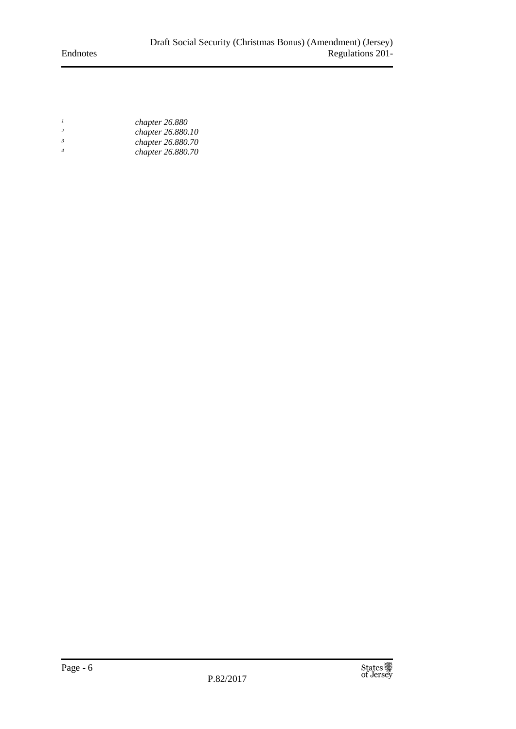[1] *chapter 26.880*

[2] *chapter 26.880.10*

[3] *chapter 26.880.70*

[4] *chapter 26.880.70*